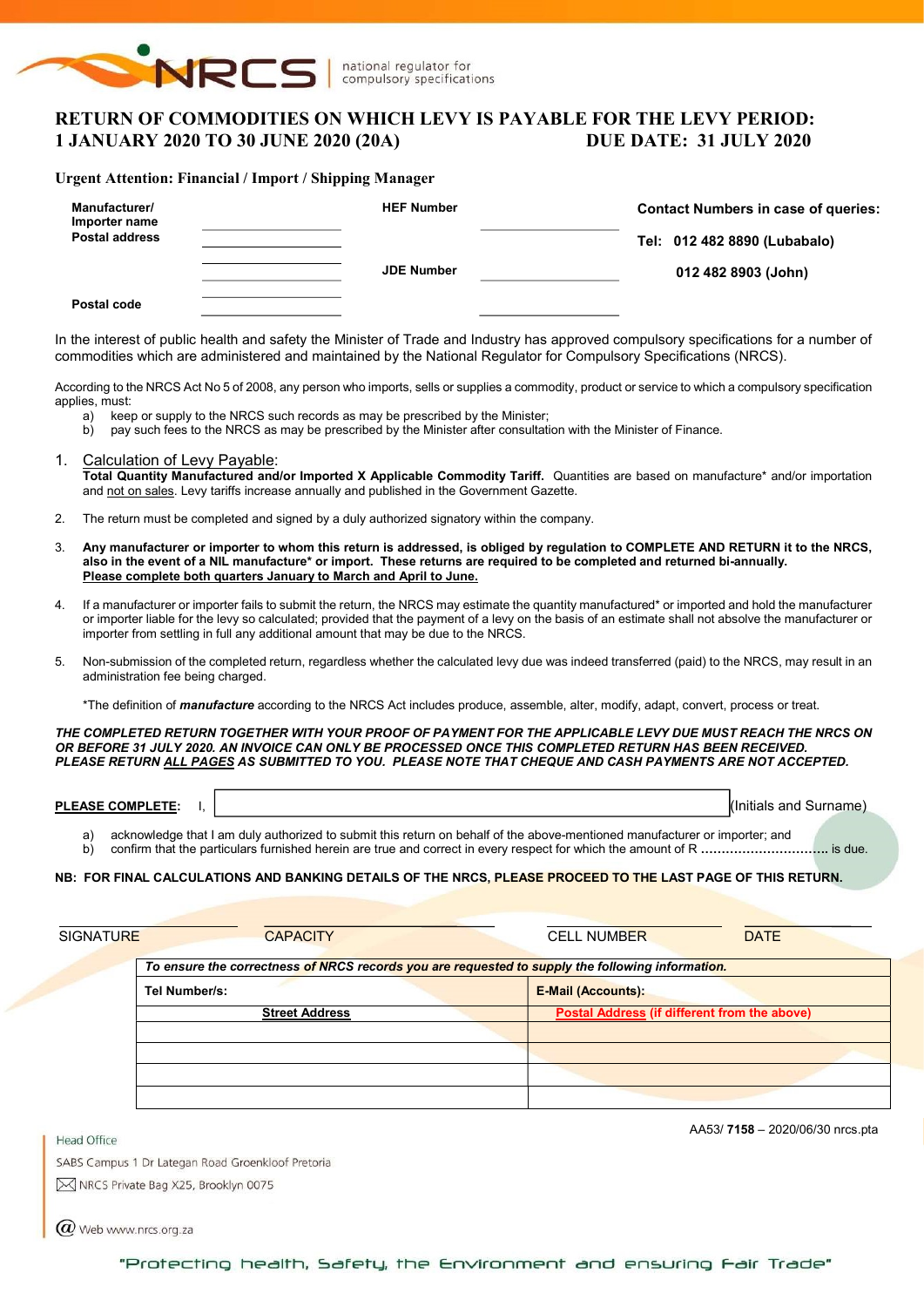NRCS | national regulator for compulsory specifications

# RETURN OF COMMODITIES ON WHICH LEVY IS PAYABLE FOR THE LEVY PERIOD: 1 JANUARY 2020 TO 30 JUNE 2020 (20A) DUE DATE: 31 JULY 2020

**Urgent Attention: Financial / Import / Shipping Manager**

| | | | | |
|---|---|---|---|---|
| **Manufacturer/ Importer name** | ____________ | **HEF Number** | ____________ | **Contact Numbers in case of queries:** |
| **Postal address** | ____________ | | | **Tel: 012 482 8890 (Lubabalo)** |
| | ____________ | **JDE Number** | ____________ | **012 482 8903 (John)** |
| | ____________ | | | |
| **Postal code** | ____________ | | ____________ | |

In the interest of public health and safety the Minister of Trade and Industry has approved compulsory specifications for a number of commodities which are administered and maintained by the National Regulator for Compulsory Specifications (NRCS).

According to the NRCS Act No 5 of 2008, any person who imports, sells or supplies a commodity, product or service to which a compulsory specification applies, must:

a) keep or supply to the NRCS such records as may be prescribed by the Minister;
b) pay such fees to the NRCS as may be prescribed by the Minister after consultation with the Minister of Finance.

1. Calculation of Levy Payable:
   **Total Quantity Manufactured and/or Imported X Applicable Commodity Tariff.** Quantities are based on manufacture* and/or importation and not on sales. Levy tariffs increase annually and published in the Government Gazette.

2. The return must be completed and signed by a duly authorized signatory within the company.

3. **Any manufacturer or importer to whom this return is addressed, is obliged by regulation to COMPLETE AND RETURN it to the NRCS, also in the event of a NIL manufacture* or import. These returns are required to be completed and returned bi-annually. Please complete both quarters January to March and April to June.**

4. If a manufacturer or importer fails to submit the return, the NRCS may estimate the quantity manufactured* or imported and hold the manufacturer or importer liable for the levy so calculated; provided that the payment of a levy on the basis of an estimate shall not absolve the manufacturer or importer from settling in full any additional amount that may be due to the NRCS.

5. Non-submission of the completed return, regardless whether the calculated levy due was indeed transferred (paid) to the NRCS, may result in an administration fee being charged.

   *The definition of ***manufacture*** according to the NRCS Act includes produce, assemble, alter, modify, adapt, convert, process or treat.

***THE COMPLETED RETURN TOGETHER WITH YOUR PROOF OF PAYMENT FOR THE APPLICABLE LEVY DUE MUST REACH THE NRCS ON OR BEFORE 31 JULY 2020. AN INVOICE CAN ONLY BE PROCESSED ONCE THIS COMPLETED RETURN HAS BEEN RECEIVED. PLEASE RETURN ALL PAGES AS SUBMITTED TO YOU. PLEASE NOTE THAT CHEQUE AND CASH PAYMENTS ARE NOT ACCEPTED.***

**PLEASE COMPLETE:** I, ______________________________ (Initials and Surname)

a) acknowledge that I am duly authorized to submit this return on behalf of the above-mentioned manufacturer or importer; and
b) confirm that the particulars furnished herein are true and correct in every respect for which the amount of R .............................. is due.

**NB: FOR FINAL CALCULATIONS AND BANKING DETAILS OF THE NRCS, PLEASE PROCEED TO THE LAST PAGE OF THIS RETURN.**

| SIGNATURE | CAPACITY | CELL NUMBER | DATE |
|---|---|---|---|
| | | | |

| *To ensure the correctness of NRCS records you are requested to supply the following information.* | |
|---|---|
| **Tel Number/s:** | **E-Mail (Accounts):** |
| **Street Address** | **Postal Address (if different from the above)** |
| | |
| | |
| | |

AA53/ **7158** – 2020/06/30 nrcs.pta

Head Office
SABS Campus 1 Dr Lategan Road Groenkloof Pretoria
NRCS Private Bag X25, Brooklyn 0075
Web www.nrcs.org.za

"Protecting health, Safety, the Environment and ensuring Fair Trade"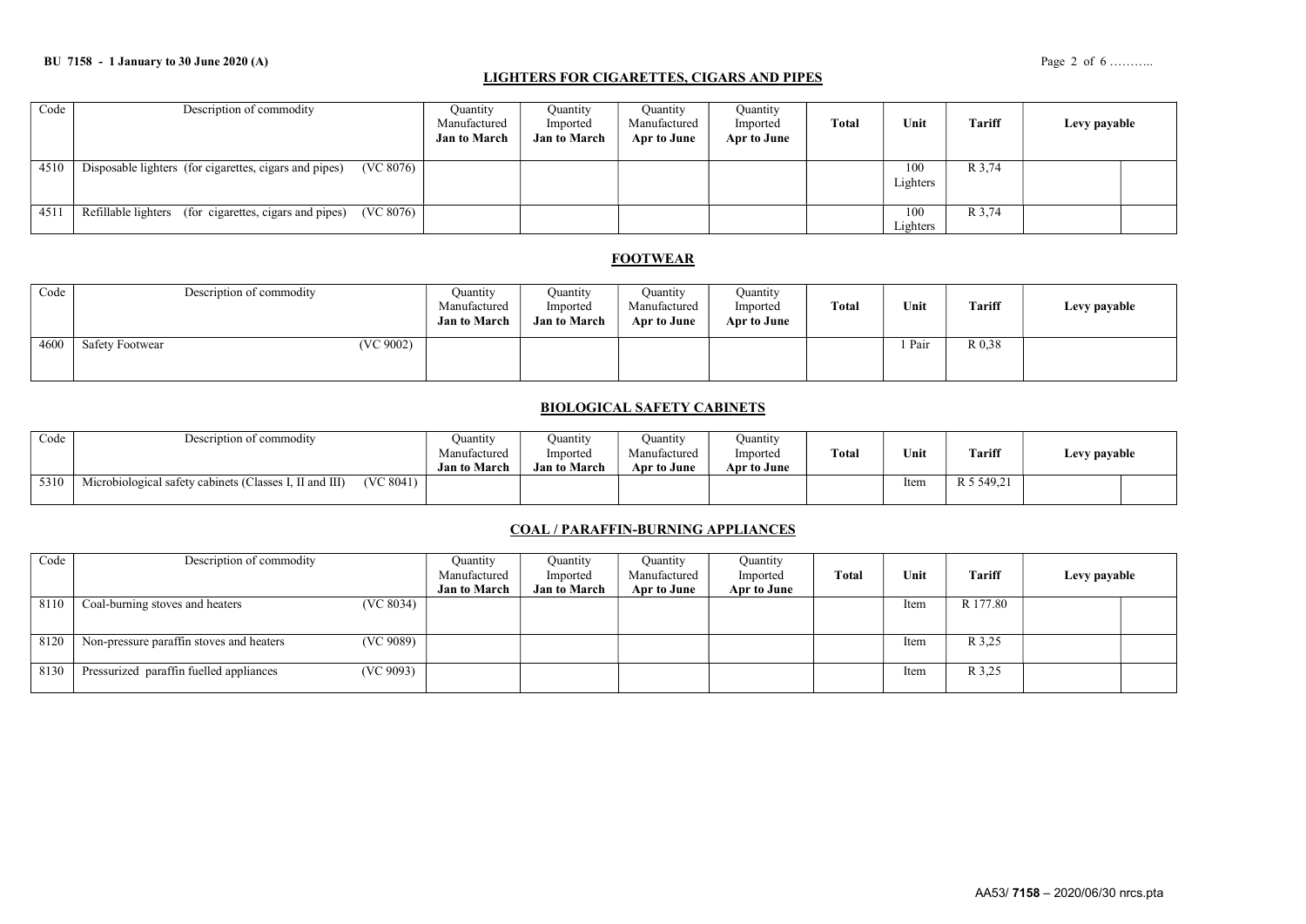## LIGHTERS FOR CIGARETTES, CIGARS AND PIPES

| Code | Description of commodity | Quantity Manufactured Jan to March | Quantity Imported Jan to March | Quantity Manufactured Apr to June | Quantity Imported Apr to June | Total | Unit | Tariff | Levy payable | |
|---|---|---|---|---|---|---|---|---|---|---|
| 4510 | Disposable lighters (for cigarettes, cigars and pipes) (VC 8076) | | | | | | 100 Lighters | R 3,74 | | |
| 4511 | Refillable lighters (for cigarettes, cigars and pipes) (VC 8076) | | | | | | 100 Lighters | R 3,74 | | |

## FOOTWEAR

| Code | Description of commodity | Quantity Manufactured Jan to March | Quantity Imported Jan to March | Quantity Manufactured Apr to June | Quantity Imported Apr to June | Total | Unit | Tariff | Levy payable |
|---|---|---|---|---|---|---|---|---|---|
| 4600 | Safety Footwear (VC 9002) | | | | | | 1 Pair | R 0,38 | |

## BIOLOGICAL SAFETY CABINETS

| Code | Description of commodity | Quantity Manufactured Jan to March | Quantity Imported Jan to March | Quantity Manufactured Apr to June | Quantity Imported Apr to June | Total | Unit | Tariff | Levy payable | |
|---|---|---|---|---|---|---|---|---|---|---|
| 5310 | Microbiological safety cabinets (Classes I, II and III) (VC 8041) | | | | | | Item | R 5 549,21 | | |

## COAL / PARAFFIN-BURNING APPLIANCES

| Code | Description of commodity | Quantity Manufactured Jan to March | Quantity Imported Jan to March | Quantity Manufactured Apr to June | Quantity Imported Apr to June | Total | Unit | Tariff | Levy payable | |
|---|---|---|---|---|---|---|---|---|---|---|
| 8110 | Coal-burning stoves and heaters (VC 8034) | | | | | | Item | R 177.80 | | |
| 8120 | Non-pressure paraffin stoves and heaters (VC 9089) | | | | | | Item | R 3,25 | | |
| 8130 | Pressurized paraffin fuelled appliances (VC 9093) | | | | | | Item | R 3,25 | | |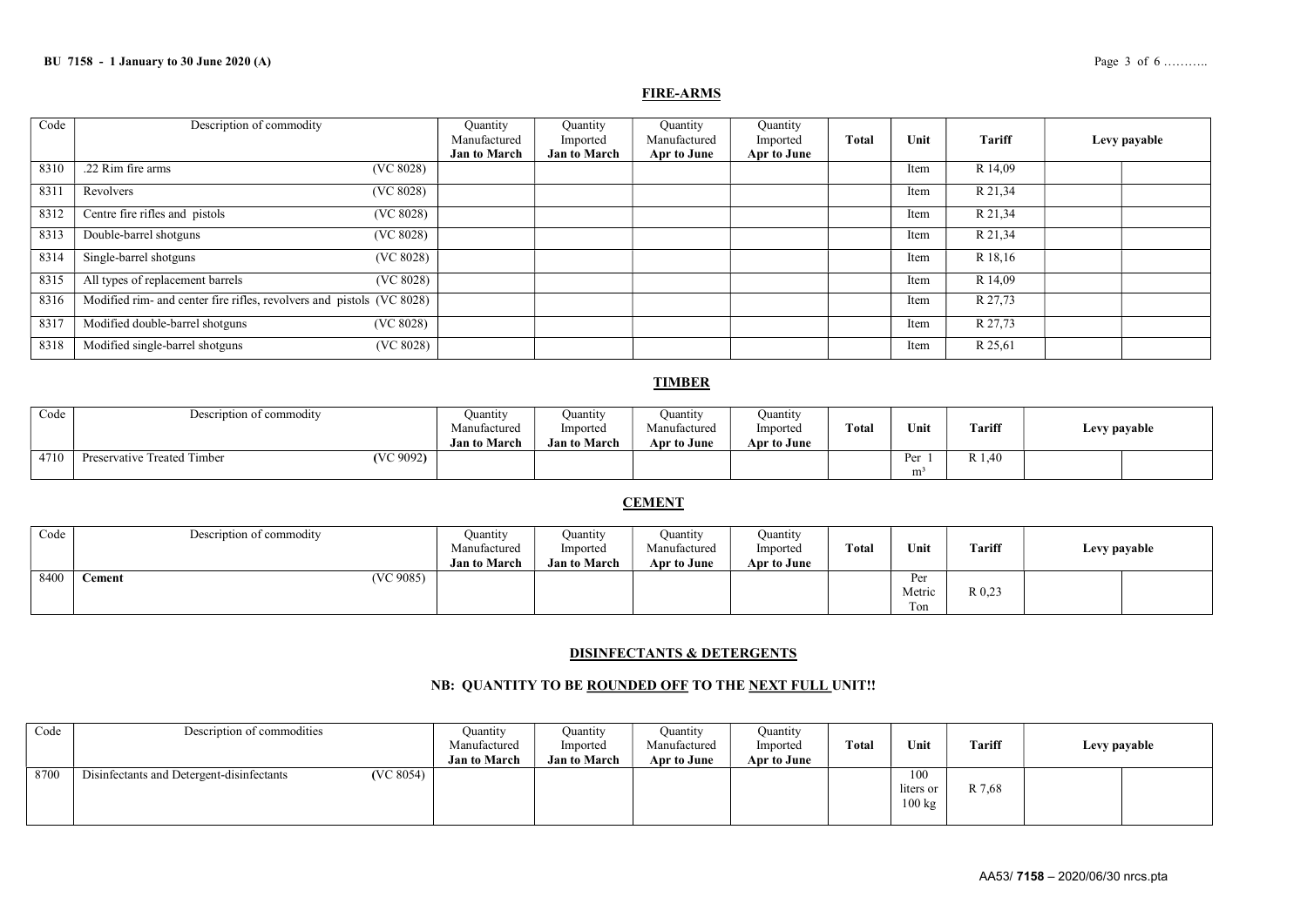## FIRE-ARMS

| Code | Description of commodity | Quantity Manufactured Jan to March | Quantity Imported Jan to March | Quantity Manufactured Apr to June | Quantity Imported Apr to June | Total | Unit | Tariff | Levy payable | |
|---|---|---|---|---|---|---|---|---|---|---|
| 8310 | .22 Rim fire arms (VC 8028) | | | | | | Item | R 14,09 | | |
| 8311 | Revolvers (VC 8028) | | | | | | Item | R 21,34 | | |
| 8312 | Centre fire rifles and pistols (VC 8028) | | | | | | Item | R 21,34 | | |
| 8313 | Double-barrel shotguns (VC 8028) | | | | | | Item | R 21,34 | | |
| 8314 | Single-barrel shotguns (VC 8028) | | | | | | Item | R 18,16 | | |
| 8315 | All types of replacement barrels (VC 8028) | | | | | | Item | R 14,09 | | |
| 8316 | Modified rim- and center fire rifles, revolvers and pistols (VC 8028) | | | | | | Item | R 27,73 | | |
| 8317 | Modified double-barrel shotguns (VC 8028) | | | | | | Item | R 27,73 | | |
| 8318 | Modified single-barrel shotguns (VC 8028) | | | | | | Item | R 25,61 | | |

## TIMBER

| Code | Description of commodity | Quantity Manufactured Jan to March | Quantity Imported Jan to March | Quantity Manufactured Apr to June | Quantity Imported Apr to June | Total | Unit | Tariff | Levy payable | |
|---|---|---|---|---|---|---|---|---|---|---|
| 4710 | Preservative Treated Timber (VC 9092) | | | | | | Per 1 $m^3$ | R 1,40 | | |

## CEMENT

| Code | Description of commodity | Quantity Manufactured Jan to March | Quantity Imported Jan to March | Quantity Manufactured Apr to June | Quantity Imported Apr to June | Total | Unit | Tariff | Levy payable | |
|---|---|---|---|---|---|---|---|---|---|---|
| 8400 | **Cement** (VC 9085) | | | | | | Per Metric Ton | R 0,23 | | |

## DISINFECTANTS & DETERGENTS

### NB: QUANTITY TO BE ROUNDED OFF TO THE NEXT FULL UNIT!!

| Code | Description of commodities | Quantity Manufactured Jan to March | Quantity Imported Jan to March | Quantity Manufactured Apr to June | Quantity Imported Apr to June | Total | Unit | Tariff | Levy payable | |
|---|---|---|---|---|---|---|---|---|---|---|
| 8700 | Disinfectants and Detergent-disinfectants (VC 8054) | | | | | | 100 liters or 100 kg | R 7,68 | | |

AA53/ **7158** – 2020/06/30 nrcs.pta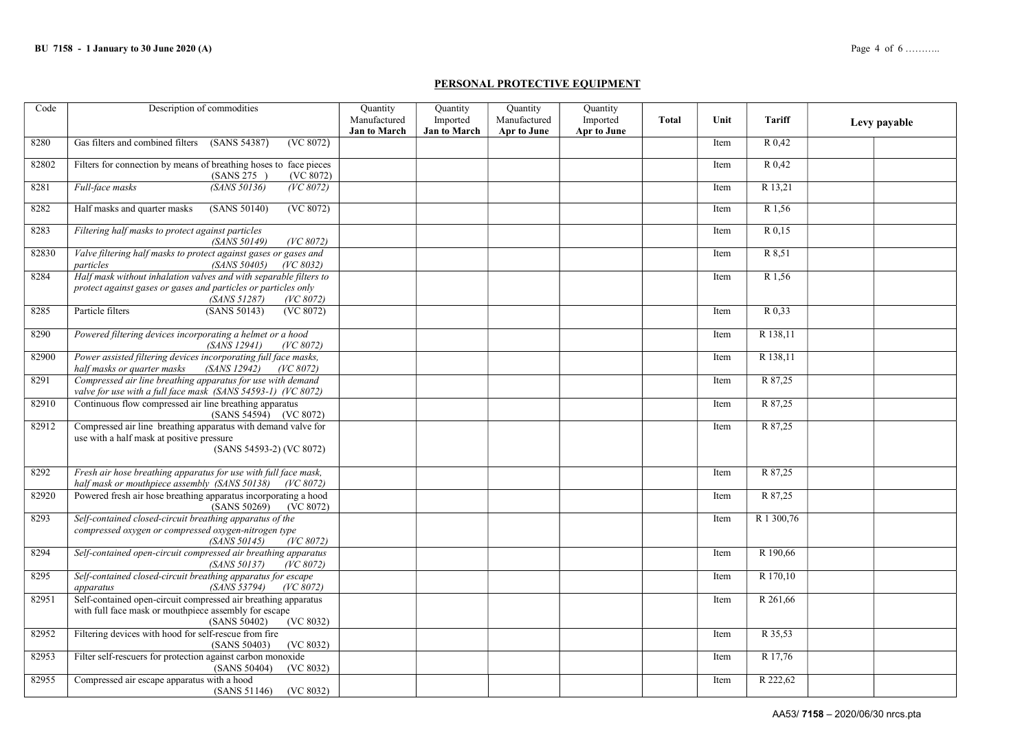## PERSONAL PROTECTIVE EQUIPMENT

| Code | Description of commodities | Quantity Manufactured **Jan to March** | Quantity Imported **Jan to March** | Quantity Manufactured **Apr to June** | Quantity Imported **Apr to June** | **Total** | Unit | Tariff | Levy payable | |
|---|---|---|---|---|---|---|---|---|---|---|
| 8280 | Gas filters and combined filters (SANS 54387) (VC 8072) | | | | | | Item | R 0,42 | | |
| 82802 | Filters for connection by means of breathing hoses to face pieces (SANS 275 ) (VC 8072) | | | | | | Item | R 0,42 | | |
| 8281 | *Full-face masks (SANS 50136) (VC 8072)* | | | | | | Item | R 13,21 | | |
| 8282 | Half masks and quarter masks (SANS 50140) (VC 8072) | | | | | | Item | R 1,56 | | |
| 8283 | *Filtering half masks to protect against particles (SANS 50149) (VC 8072)* | | | | | | Item | R 0,15 | | |
| 82830 | *Valve filtering half masks to protect against gases or gases and particles (SANS 50405) (VC 8032)* | | | | | | Item | R 8,51 | | |
| 8284 | *Half mask without inhalation valves and with separable filters to protect against gases or gases and particles or particles only (SANS 51287) (VC 8072)* | | | | | | Item | R 1,56 | | |
| 8285 | Particle filters (SANS 50143) (VC 8072) | | | | | | Item | R 0,33 | | |
| 8290 | *Powered filtering devices incorporating a helmet or a hood (SANS 12941) (VC 8072)* | | | | | | Item | R 138,11 | | |
| 82900 | *Power assisted filtering devices incorporating full face masks, half masks or quarter masks (SANS 12942) (VC 8072)* | | | | | | Item | R 138,11 | | |
| 8291 | *Compressed air line breathing apparatus for use with demand valve for use with a full face mask (SANS 54593-1) (VC 8072)* | | | | | | Item | R 87,25 | | |
| 82910 | Continuous flow compressed air line breathing apparatus (SANS 54594) (VC 8072) | | | | | | Item | R 87,25 | | |
| 82912 | Compressed air line breathing apparatus with demand valve for use with a half mask at positive pressure (SANS 54593-2) (VC 8072) | | | | | | Item | R 87,25 | | |
| 8292 | *Fresh air hose breathing apparatus for use with full face mask, half mask or mouthpiece assembly (SANS 50138) (VC 8072)* | | | | | | Item | R 87,25 | | |
| 82920 | Powered fresh air hose breathing apparatus incorporating a hood (SANS 50269) (VC 8072) | | | | | | Item | R 87,25 | | |
| 8293 | *Self-contained closed-circuit breathing apparatus of the compressed oxygen or compressed oxygen-nitrogen type (SANS 50145) (VC 8072)* | | | | | | Item | R 1 300,76 | | |
| 8294 | *Self-contained open-circuit compressed air breathing apparatus (SANS 50137) (VC 8072)* | | | | | | Item | R 190,66 | | |
| 8295 | *Self-contained closed-circuit breathing apparatus for escape apparatus (SANS 53794) (VC 8072)* | | | | | | Item | R 170,10 | | |
| 82951 | Self-contained open-circuit compressed air breathing apparatus with full face mask or mouthpiece assembly for escape (SANS 50402) (VC 8032) | | | | | | Item | R 261,66 | | |
| 82952 | Filtering devices with hood for self-rescue from fire (SANS 50403) (VC 8032) | | | | | | Item | R 35,53 | | |
| 82953 | Filter self-rescuers for protection against carbon monoxide (SANS 50404) (VC 8032) | | | | | | Item | R 17,76 | | |
| 82955 | Compressed air escape apparatus with a hood (SANS 51146) (VC 8032) | | | | | | Item | R 222,62 | | |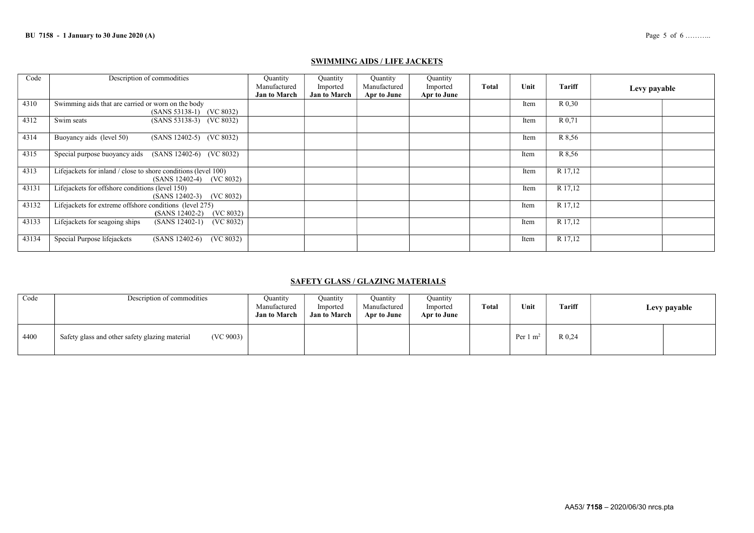## SWIMMING AIDS / LIFE JACKETS

| Code | Description of commodities | Quantity Manufactured **Jan to March** | Quantity Imported **Jan to March** | Quantity Manufactured **Apr to June** | Quantity Imported **Apr to June** | **Total** | **Unit** | **Tariff** | **Levy payable** | |
|---|---|---|---|---|---|---|---|---|---|---|
| 4310 | Swimming aids that are carried or worn on the body (SANS 53138-1) (VC 8032) | | | | | | Item | R 0,30 | | |
| 4312 | Swim seats (SANS 53138-3) (VC 8032) | | | | | | Item | R 0,71 | | |
| 4314 | Buoyancy aids (level 50) (SANS 12402-5) (VC 8032) | | | | | | Item | R 8,56 | | |
| 4315 | Special purpose buoyancy aids (SANS 12402-6) (VC 8032) | | | | | | Item | R 8,56 | | |
| 4313 | Lifejackets for inland / close to shore conditions (level 100) (SANS 12402-4) (VC 8032) | | | | | | Item | R 17,12 | | |
| 43131 | Lifejackets for offshore conditions (level 150) (SANS 12402-3) (VC 8032) | | | | | | Item | R 17,12 | | |
| 43132 | Lifejackets for extreme offshore conditions (level 275) (SANS 12402-2) (VC 8032) | | | | | | Item | R 17,12 | | |
| 43133 | Lifejackets for seagoing ships (SANS 12402-1) (VC 8032) | | | | | | Item | R 17,12 | | |
| 43134 | Special Purpose lifejackets (SANS 12402-6) (VC 8032) | | | | | | Item | R 17,12 | | |

## SAFETY GLASS / GLAZING MATERIALS

| Code | Description of commodities | Quantity Manufactured **Jan to March** | Quantity Imported **Jan to March** | Quantity Manufactured **Apr to June** | Quantity Imported **Apr to June** | **Total** | **Unit** | **Tariff** | **Levy payable** | |
|---|---|---|---|---|---|---|---|---|---|---|
| 4400 | Safety glass and other safety glazing material (VC 9003) | | | | | | Per 1 $m^2$ | R 0,24 | | |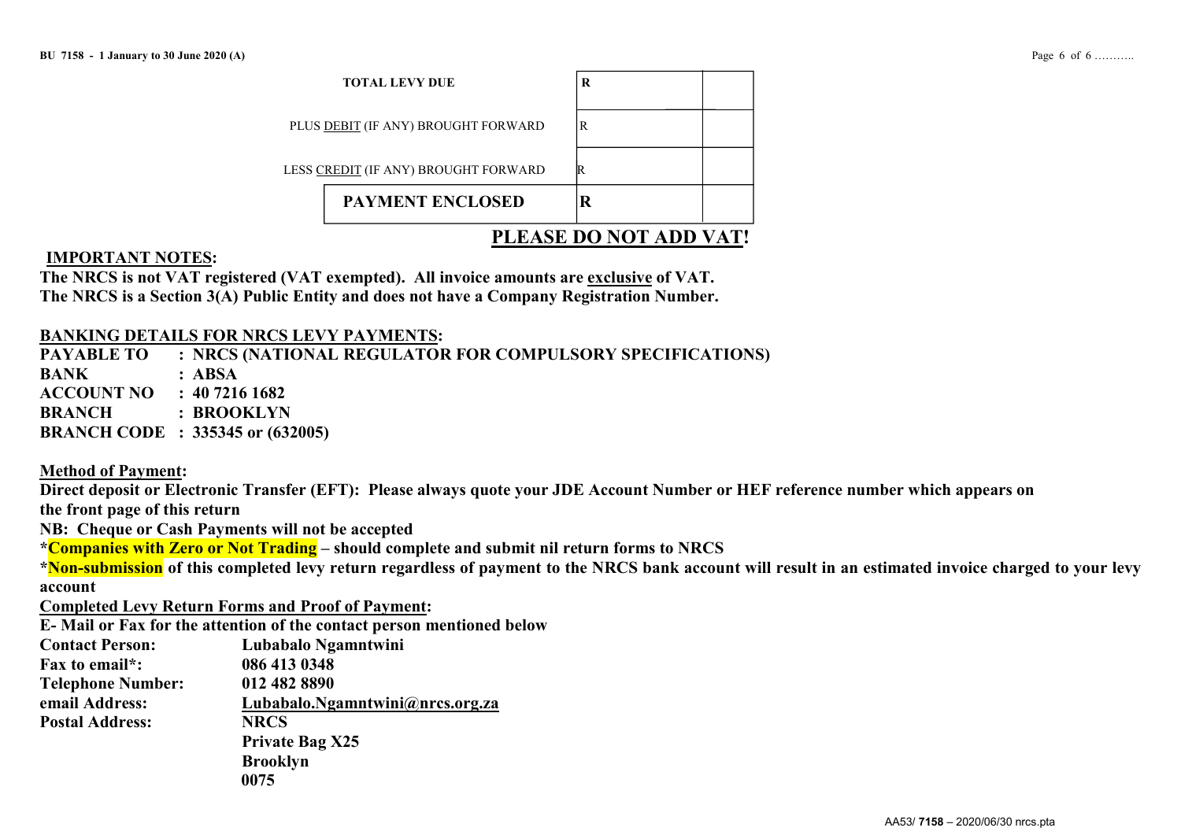| | | |
|---|---|---|
| **TOTAL LEVY DUE** | **R** | |
| PLUS DEBIT (IF ANY) BROUGHT FORWARD | R | |
| LESS CREDIT (IF ANY) BROUGHT FORWARD | R | |
| **PAYMENT ENCLOSED** | **R** | |

**PLEASE DO NOT ADD VAT!**

**IMPORTANT NOTES:**

**The NRCS is not VAT registered (VAT exempted). All invoice amounts are exclusive of VAT.**
**The NRCS is a Section 3(A) Public Entity and does not have a Company Registration Number.**

**BANKING DETAILS FOR NRCS LEVY PAYMENTS:**

**PAYABLE TO : NRCS (NATIONAL REGULATOR FOR COMPULSORY SPECIFICATIONS)**
**BANK : ABSA**
**ACCOUNT NO : 40 7216 1682**
**BRANCH : BROOKLYN**
**BRANCH CODE : 335345 or (632005)**

**Method of Payment:**

**Direct deposit or Electronic Transfer (EFT): Please always quote your JDE Account Number or HEF reference number which appears on the front page of this return**

**NB: Cheque or Cash Payments will not be accepted**

**\*Companies with Zero or Not Trading – should complete and submit nil return forms to NRCS**

**\*Non-submission of this completed levy return regardless of payment to the NRCS bank account will result in an estimated invoice charged to your levy account**

**Completed Levy Return Forms and Proof of Payment:**

**E- Mail or Fax for the attention of the contact person mentioned below**

| | |
|---|---|
| **Contact Person:** | **Lubabalo Ngamntwini** |
| **Fax to email\*:** | **086 413 0348** |
| **Telephone Number:** | **012 482 8890** |
| **email Address:** | **Lubabalo.Ngamntwini@nrcs.org.za** |
| **Postal Address:** | **NRCS**<br>**Private Bag X25**<br>**Brooklyn**<br>**0075** |

AA53/ **7158** – 2020/06/30 nrcs.pta